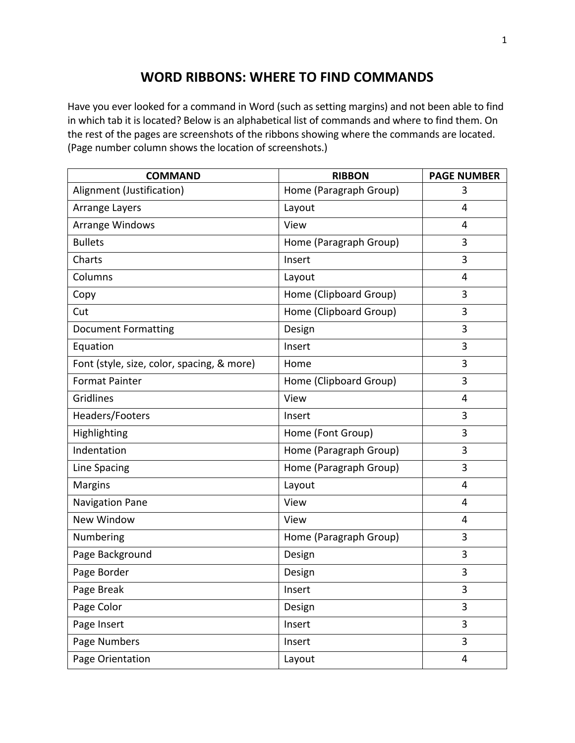# WORD RIBBONS: WHERE TO FIND COMMANDS

Have you ever looked for a command in Word (such as setting margins) and not been able to find in which tab it is located? Below is an alphabetical list of commands and where to find them. On the rest of the pages are screenshots of the ribbons showing where the commands are located. (Page number column shows the location of screenshots.)

| COMMAND | RIBBON | PAGE NUMBER |
|---|---|---|
| Alignment (Justification) | Home (Paragraph Group) | 3 |
| Arrange Layers | Layout | 4 |
| Arrange Windows | View | 4 |
| Bullets | Home (Paragraph Group) | 3 |
| Charts | Insert | 3 |
| Columns | Layout | 4 |
| Copy | Home (Clipboard Group) | 3 |
| Cut | Home (Clipboard Group) | 3 |
| Document Formatting | Design | 3 |
| Equation | Insert | 3 |
| Font (style, size, color, spacing, & more) | Home | 3 |
| Format Painter | Home (Clipboard Group) | 3 |
| Gridlines | View | 4 |
| Headers/Footers | Insert | 3 |
| Highlighting | Home (Font Group) | 3 |
| Indentation | Home (Paragraph Group) | 3 |
| Line Spacing | Home (Paragraph Group) | 3 |
| Margins | Layout | 4 |
| Navigation Pane | View | 4 |
| New Window | View | 4 |
| Numbering | Home (Paragraph Group) | 3 |
| Page Background | Design | 3 |
| Page Border | Design | 3 |
| Page Break | Insert | 3 |
| Page Color | Design | 3 |
| Page Insert | Insert | 3 |
| Page Numbers | Insert | 3 |
| Page Orientation | Layout | 4 |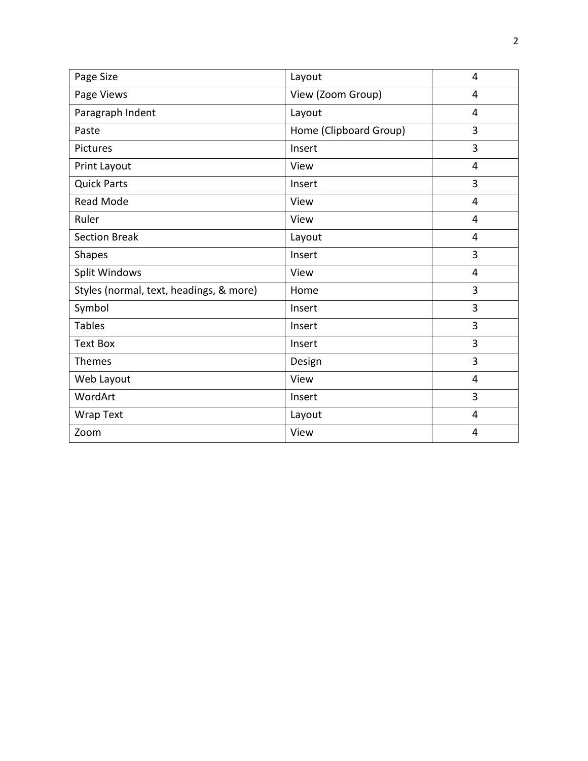| Page Size | Layout | 4 |
|---|---|---|
| Page Views | View (Zoom Group) | 4 |
| Paragraph Indent | Layout | 4 |
| Paste | Home (Clipboard Group) | 3 |
| Pictures | Insert | 3 |
| Print Layout | View | 4 |
| Quick Parts | Insert | 3 |
| Read Mode | View | 4 |
| Ruler | View | 4 |
| Section Break | Layout | 4 |
| Shapes | Insert | 3 |
| Split Windows | View | 4 |
| Styles (normal, text, headings, & more) | Home | 3 |
| Symbol | Insert | 3 |
| Tables | Insert | 3 |
| Text Box | Insert | 3 |
| Themes | Design | 3 |
| Web Layout | View | 4 |
| WordArt | Insert | 3 |
| Wrap Text | Layout | 4 |
| Zoom | View | 4 |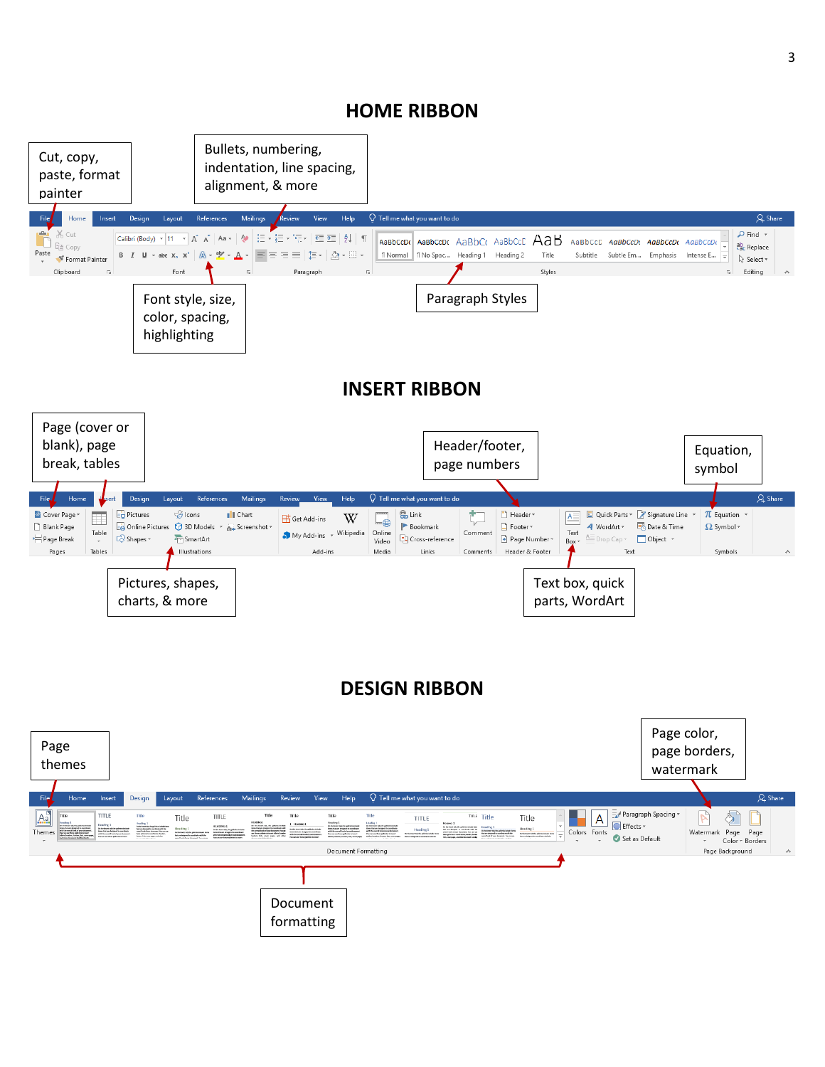# HOME RIBBON

Cut, copy, paste, format painter

Bullets, numbering, indentation, line spacing, alignment, & more

Font style, size, color, spacing, highlighting

Paragraph Styles

# INSERT RIBBON

Page (cover or blank), page break, tables

Header/footer, page numbers

Equation, symbol

Pictures, shapes, charts, & more

Text box, quick parts, WordArt

# DESIGN RIBBON

Page themes

Page color, page borders, watermark

Document formatting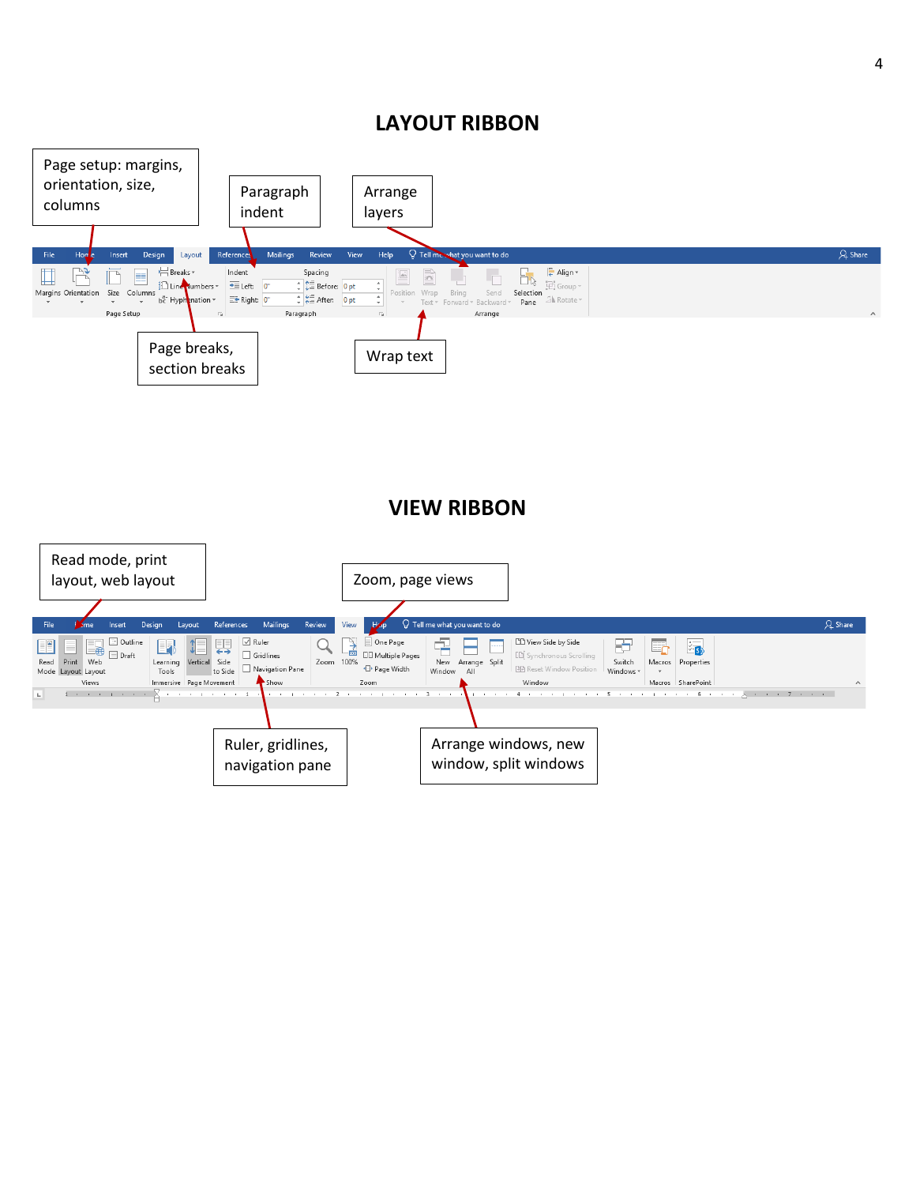# LAYOUT RIBBON

Page setup: margins, orientation, size, columns

Paragraph indent

Arrange layers

Page breaks, section breaks

Wrap text

# VIEW RIBBON

Read mode, print layout, web layout

Zoom, page views

Ruler, gridlines, navigation pane

Arrange windows, new window, split windows